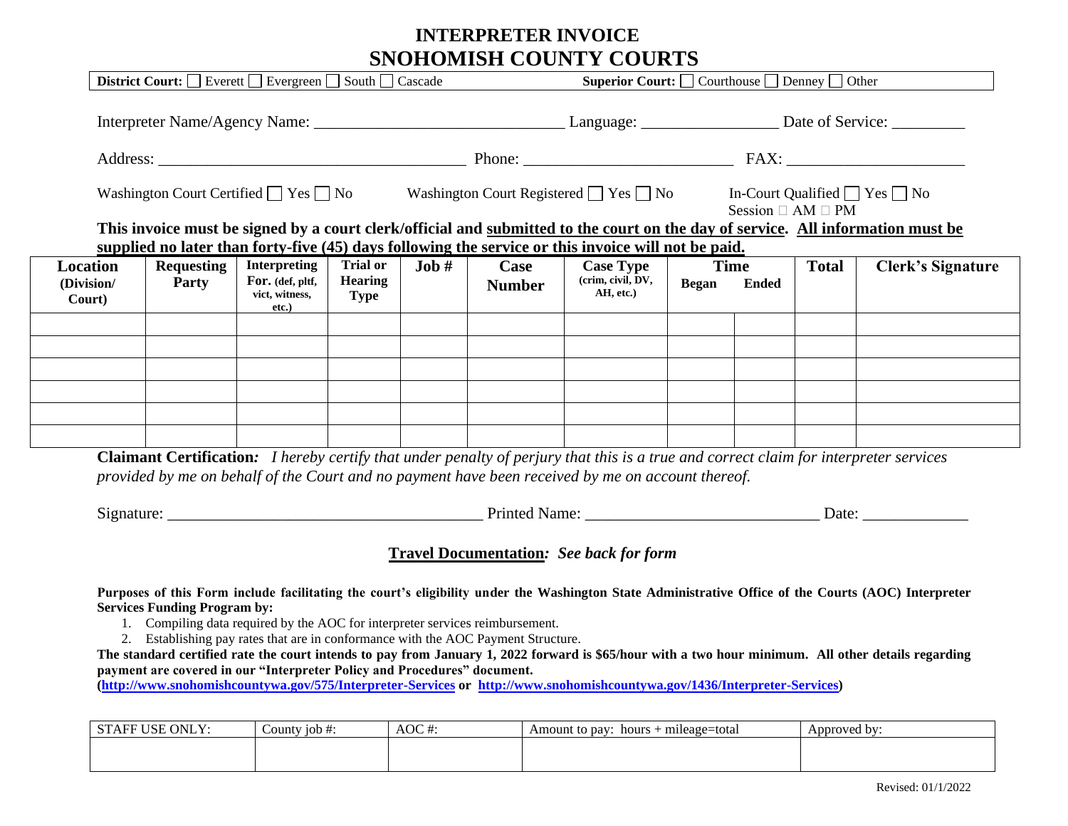# INTERPRETER INVOICE
# SNOHOMISH COUNTY COURTS

**District Court:** ☐ Everett ☐ Evergreen ☐ South ☐ Cascade  **Superior Court:** ☐ Courthouse ☐ Denney ☐ Other

Interpreter Name/Agency Name: ______________________________ Language: ________________ Date of Service: _________

Address: ______________________________________ Phone: __________________________ FAX: ______________________

Washington Court Certified ☐ Yes ☐ No  Washington Court Registered ☐ Yes ☐ No  In-Court Qualified ☐ Yes ☐ No
Session ☐ AM ☐ PM

**This invoice must be signed by a court clerk/official and <u>submitted to the court on the day of service</u>. <u>All information must be supplied no later than forty-five (45) days following the service or this invoice will not be paid.</u>**

| Location (Division/ Court) | Requesting Party | Interpreting For. (def, pltf, vict, witness, etc.) | Trial or Hearing Type | Job # | Case Number | Case Type (crim, civil, DV, AH, etc.) | Time Began | Time Ended | Total | Clerk's Signature |
|---|---|---|---|---|---|---|---|---|---|---|
| | | | | | | | | | | |
| | | | | | | | | | | |
| | | | | | | | | | | |
| | | | | | | | | | | |
| | | | | | | | | | | |
| | | | | | | | | | | |

**Claimant Certification***:* *I hereby certify that under penalty of perjury that this is a true and correct claim for interpreter services provided by me on behalf of the Court and no payment have been received by me on account thereof.*

Signature: ______________________________________ Printed Name: ____________________________ Date: _____________

**<u>Travel Documentation</u>*: See back for form***

**Purposes of this Form include facilitating the court's eligibility under the Washington State Administrative Office of the Courts (AOC) Interpreter Services Funding Program by:**

1. Compiling data required by the AOC for interpreter services reimbursement.
2. Establishing pay rates that are in conformance with the AOC Payment Structure.

**The standard certified rate the court intends to pay from January 1, 2022 forward is $65/hour with a two hour minimum. All other details regarding payment are covered in our "Interpreter Policy and Procedures" document.**
**(http://www.snohomishcountywa.gov/575/Interpreter-Services or http://www.snohomishcountywa.gov/1436/Interpreter-Services)**

| STAFF USE ONLY: | County job #: | AOC #: | Amount to pay: hours + mileage=total | Approved by: |
|---|---|---|---|---|
| | | | | |

Revised: 01/1/2022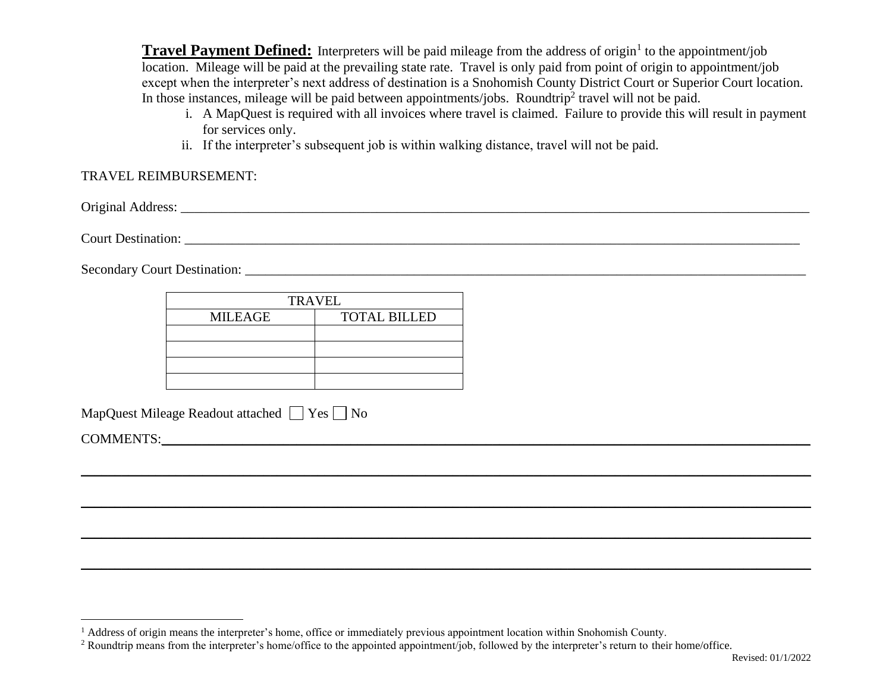**Travel Payment Defined:** Interpreters will be paid mileage from the address of origin[1] to the appointment/job location. Mileage will be paid at the prevailing state rate. Travel is only paid from point of origin to appointment/job except when the interpreter's next address of destination is a Snohomish County District Court or Superior Court location. In those instances, mileage will be paid between appointments/jobs. Roundtrip[2] travel will not be paid.

i. A MapQuest is required with all invoices where travel is claimed. Failure to provide this will result in payment for services only.
ii. If the interpreter's subsequent job is within walking distance, travel will not be paid.

TRAVEL REIMBURSEMENT:

Original Address: ___________________________________________

Court Destination: ___________________________________________

Secondary Court Destination: ___________________________________________

| TRAVEL | |
|---|---|
| MILEAGE | TOTAL BILLED |
| | |
| | |
| | |
| | |

MapQuest Mileage Readout attached ☐ Yes ☐ No

COMMENTS: ___________________________________________

___________________________________________

___________________________________________

___________________________________________

___________________________________________

[1] Address of origin means the interpreter's home, office or immediately previous appointment location within Snohomish County.
[2] Roundtrip means from the interpreter's home/office to the appointed appointment/job, followed by the interpreter's return to their home/office.

Revised: 01/1/2022